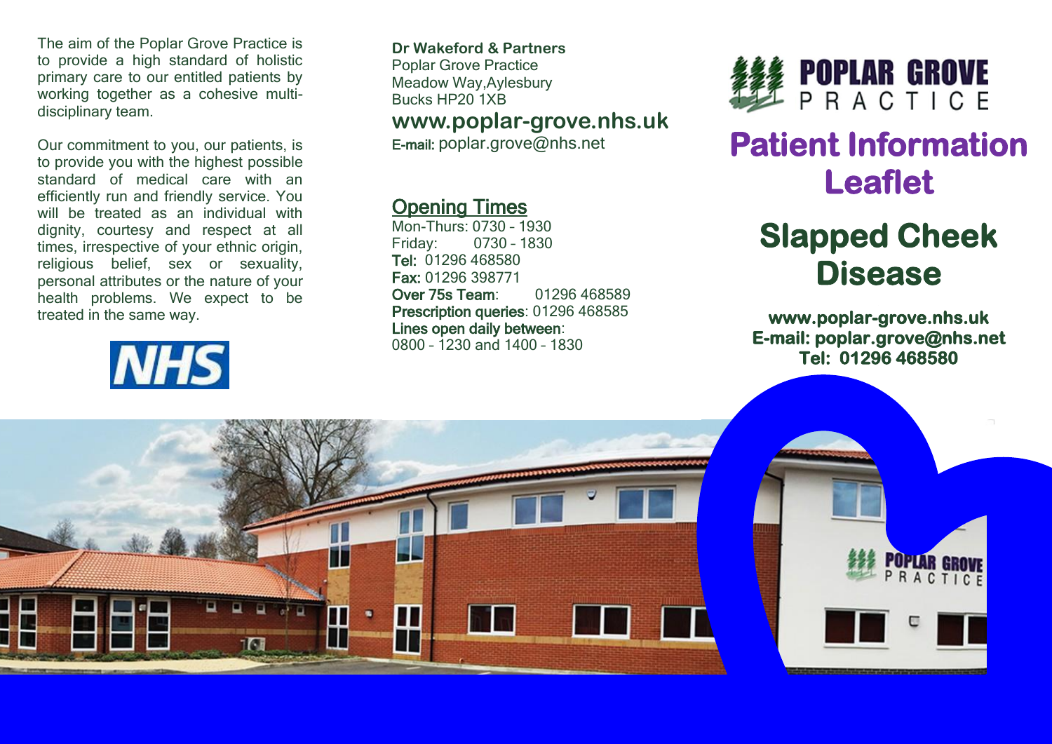The aim of the Poplar Grove Practice is to provide a high standard of holistic primary care to our entitled patients by working together as a cohesive multi-disciplinary team.

Our commitment to you, our patients, is to provide you with the highest possible standard of medical care with an efficiently run and friendly service. You will be treated as an individual with dignity, courtesy and respect at all times, irrespective of your ethnic origin, religious belief, sex or sexuality, personal attributes or the nature of your health problems. We expect to be treated in the same way.

NHS

**Dr Wakeford & Partners**
Poplar Grove Practice
Meadow Way,Aylesbury
Bucks HP20 1XB

**www.poplar-grove.nhs.uk**

**E-mail:** poplar.grove@nhs.net

## Opening Times

Mon-Thurs: 0730 – 1930
Friday: 0730 – 1830
**Tel:** 01296 468580
**Fax:** 01296 398771
**Over 75s Team**: 01296 468589
**Prescription queries**: 01296 468585
**Lines open daily between**:
0800 – 1230 and 1400 – 1830

POPLAR GROVE PRACTICE

# Patient Information Leaflet

# Slapped Cheek Disease

**www.poplar-grove.nhs.uk**
**E-mail: poplar.grove@nhs.net**
**Tel: 01296 468580**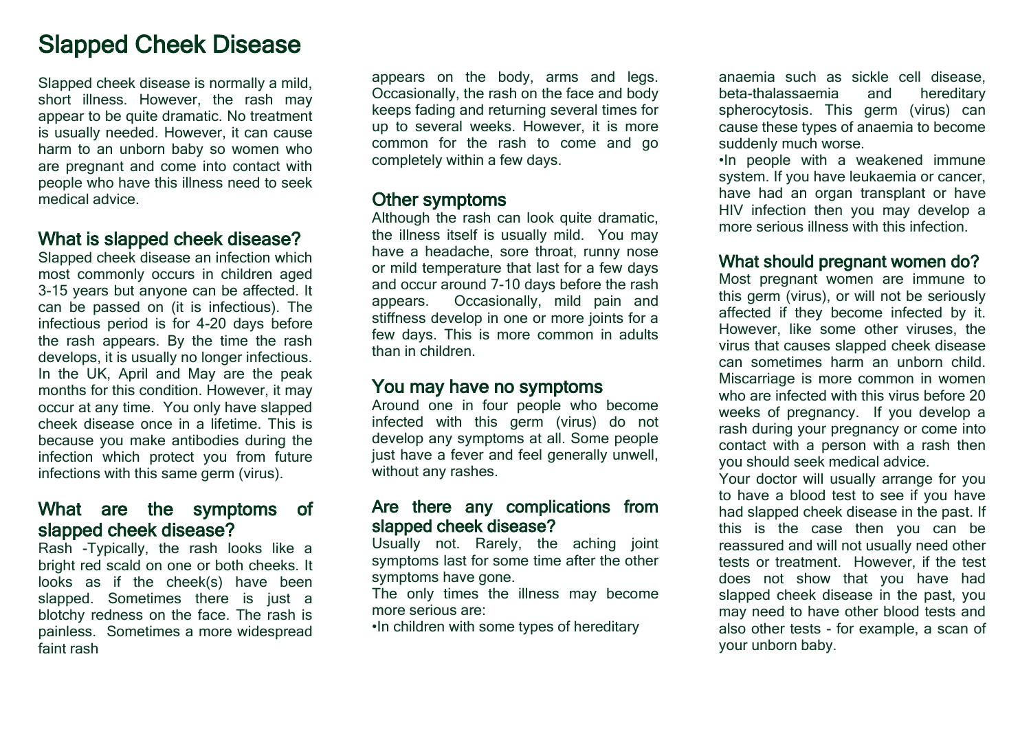# Slapped Cheek Disease

Slapped cheek disease is normally a mild, short illness. However, the rash may appear to be quite dramatic. No treatment is usually needed. However, it can cause harm to an unborn baby so women who are pregnant and come into contact with people who have this illness need to seek medical advice.

## What is slapped cheek disease?

Slapped cheek disease an infection which most commonly occurs in children aged 3-15 years but anyone can be affected. It can be passed on (it is infectious). The infectious period is for 4-20 days before the rash appears. By the time the rash develops, it is usually no longer infectious. In the UK, April and May are the peak months for this condition. However, it may occur at any time. You only have slapped cheek disease once in a lifetime. This is because you make antibodies during the infection which protect you from future infections with this same germ (virus).

## What are the symptoms of slapped cheek disease?

Rash -Typically, the rash looks like a bright red scald on one or both cheeks. It looks as if the cheek(s) have been slapped. Sometimes there is just a blotchy redness on the face. The rash is painless. Sometimes a more widespread faint rash appears on the body, arms and legs. Occasionally, the rash on the face and body keeps fading and returning several times for up to several weeks. However, it is more common for the rash to come and go completely within a few days.

## Other symptoms

Although the rash can look quite dramatic, the illness itself is usually mild. You may have a headache, sore throat, runny nose or mild temperature that last for a few days and occur around 7-10 days before the rash appears. Occasionally, mild pain and stiffness develop in one or more joints for a few days. This is more common in adults than in children.

## You may have no symptoms

Around one in four people who become infected with this germ (virus) do not develop any symptoms at all. Some people just have a fever and feel generally unwell, without any rashes.

## Are there any complications from slapped cheek disease?

Usually not. Rarely, the aching joint symptoms last for some time after the other symptoms have gone.

The only times the illness may become more serious are:

- In children with some types of hereditary anaemia such as sickle cell disease, beta-thalassaemia and hereditary spherocytosis. This germ (virus) can cause these types of anaemia to become suddenly much worse.
- In people with a weakened immune system. If you have leukaemia or cancer, have had an organ transplant or have HIV infection then you may develop a more serious illness with this infection.

## What should pregnant women do?

Most pregnant women are immune to this germ (virus), or will not be seriously affected if they become infected by it. However, like some other viruses, the virus that causes slapped cheek disease can sometimes harm an unborn child. Miscarriage is more common in women who are infected with this virus before 20 weeks of pregnancy. If you develop a rash during your pregnancy or come into contact with a person with a rash then you should seek medical advice.

Your doctor will usually arrange for you to have a blood test to see if you have had slapped cheek disease in the past. If this is the case then you can be reassured and will not usually need other tests or treatment. However, if the test does not show that you have had slapped cheek disease in the past, you may need to have other blood tests and also other tests - for example, a scan of your unborn baby.